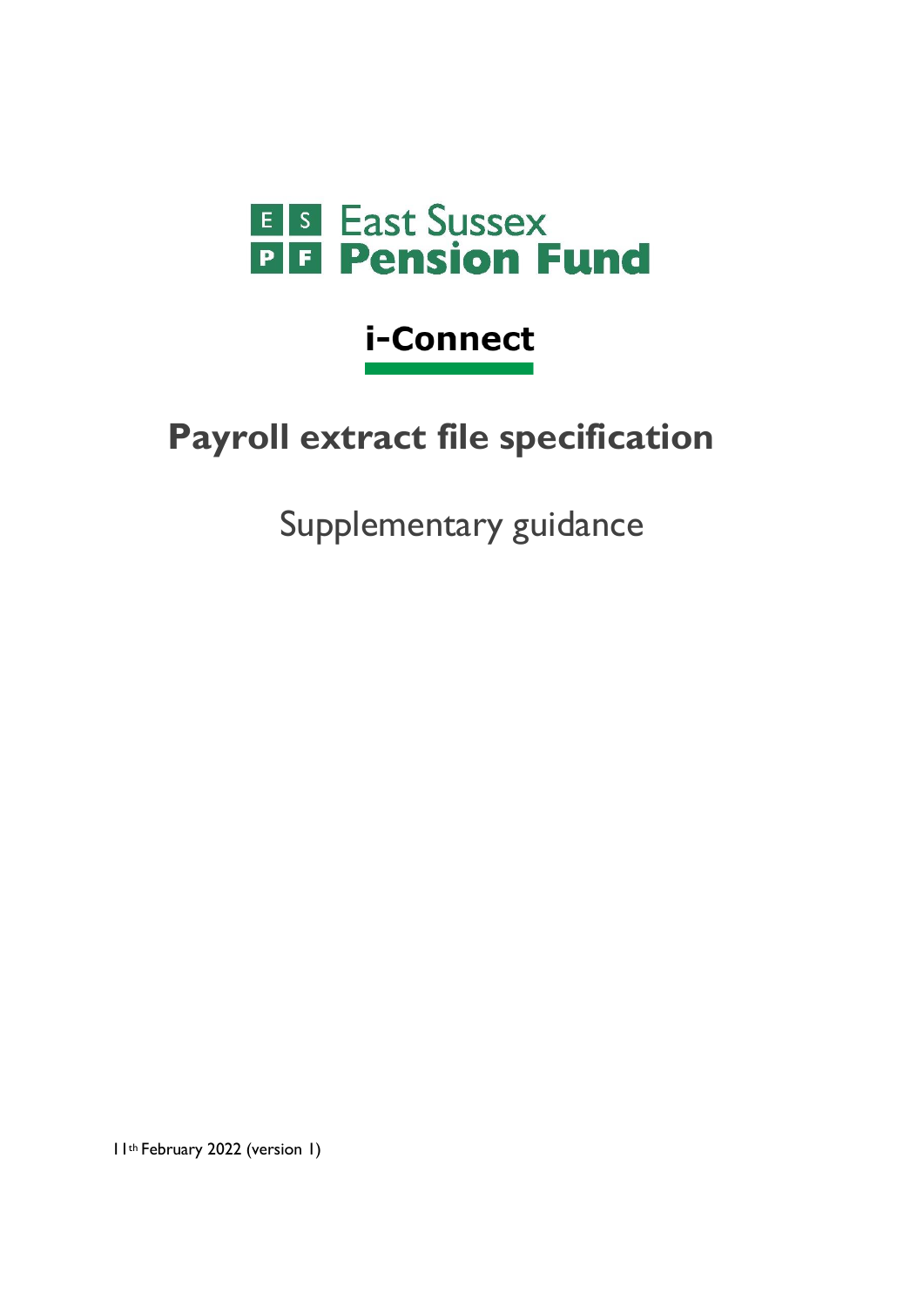East Sussex Pension Fund

# i-Connect

# Payroll extract file specification

## Supplementary guidance

11th February 2022 (version 1)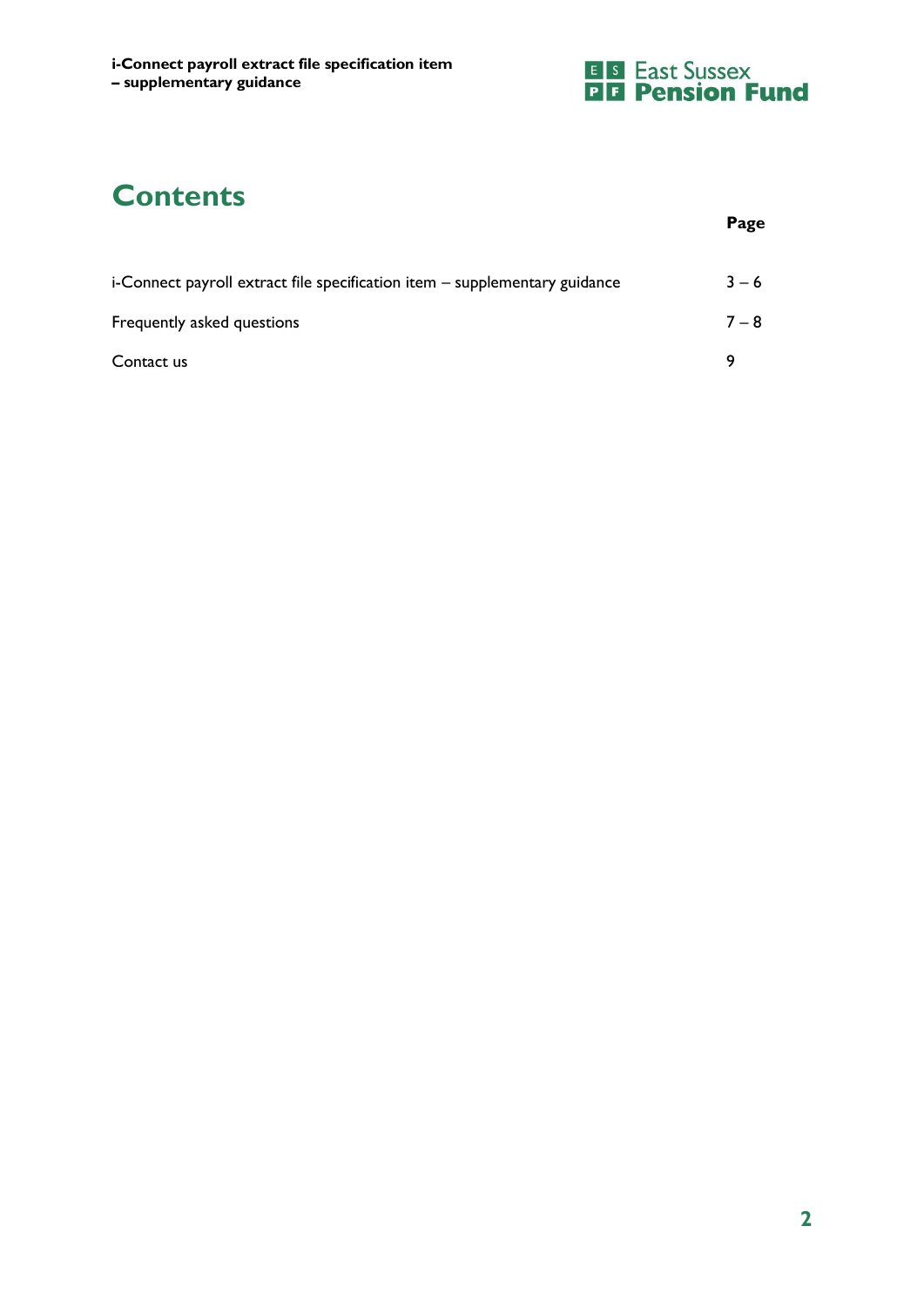# Contents

| | Page |
|---|---|
| i-Connect payroll extract file specification item – supplementary guidance | 3 – 6 |
| Frequently asked questions | 7 – 8 |
| Contact us | 9 |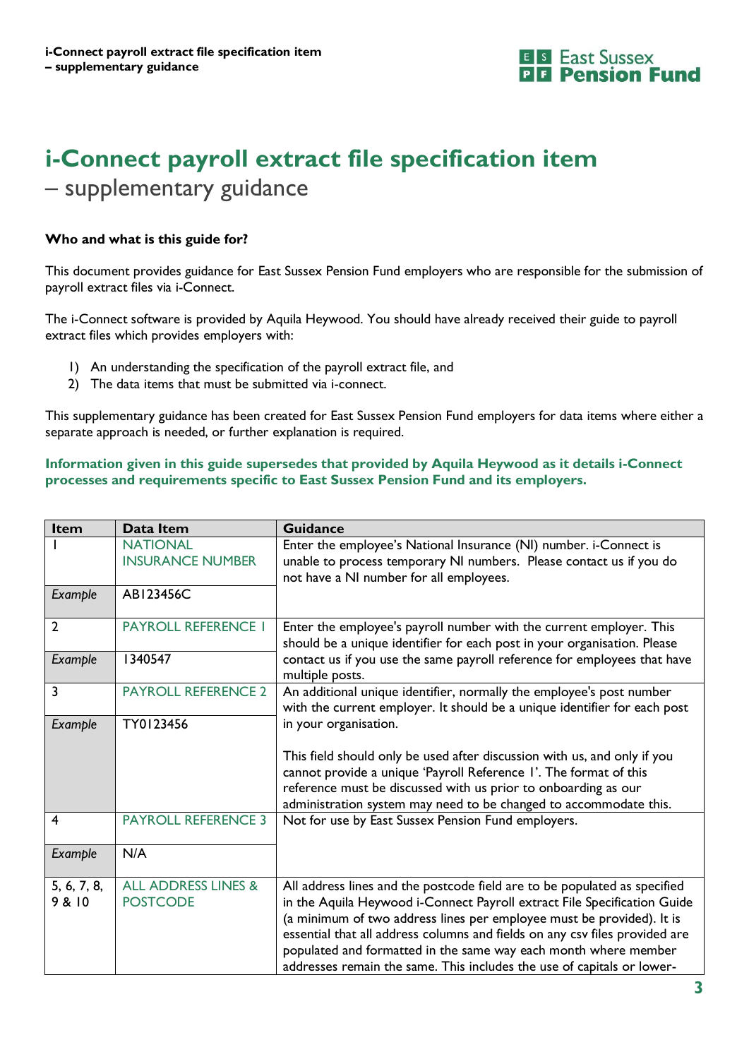# i-Connect payroll extract file specification item

– supplementary guidance

**Who and what is this guide for?**

This document provides guidance for East Sussex Pension Fund employers who are responsible for the submission of payroll extract files via i-Connect.

The i-Connect software is provided by Aquila Heywood. You should have already received their guide to payroll extract files which provides employers with:

1) An understanding the specification of the payroll extract file, and
2) The data items that must be submitted via i-connect.

This supplementary guidance has been created for East Sussex Pension Fund employers for data items where either a separate approach is needed, or further explanation is required.

**Information given in this guide supersedes that provided by Aquila Heywood as it details i-Connect processes and requirements specific to East Sussex Pension Fund and its employers.**

| Item | Data Item | Guidance |
|---|---|---|
| 1 | NATIONAL INSURANCE NUMBER | Enter the employee's National Insurance (NI) number. i-Connect is unable to process temporary NI numbers. Please contact us if you do not have a NI number for all employees. |
| *Example* | AB123456C | |
| 2 | PAYROLL REFERENCE 1 | Enter the employee's payroll number with the current employer. This should be a unique identifier for each post in your organisation. Please contact us if you use the same payroll reference for employees that have multiple posts. |
| *Example* | 1340547 | |
| 3 | PAYROLL REFERENCE 2 | An additional unique identifier, normally the employee's post number with the current employer. It should be a unique identifier for each post in your organisation.<br><br>This field should only be used after discussion with us, and only if you cannot provide a unique 'Payroll Reference 1'. The format of this reference must be discussed with us prior to onboarding as our administration system may need to be changed to accommodate this. |
| *Example* | TY0123456 | |
| 4 | PAYROLL REFERENCE 3 | Not for use by East Sussex Pension Fund employers. |
| *Example* | N/A | |
| 5, 6, 7, 8, 9 & 10 | ALL ADDRESS LINES & POSTCODE | All address lines and the postcode field are to be populated as specified in the Aquila Heywood i-Connect Payroll extract File Specification Guide (a minimum of two address lines per employee must be provided). It is essential that all address columns and fields on any csv files provided are populated and formatted in the same way each month where member addresses remain the same. This includes the use of capitals or lower- |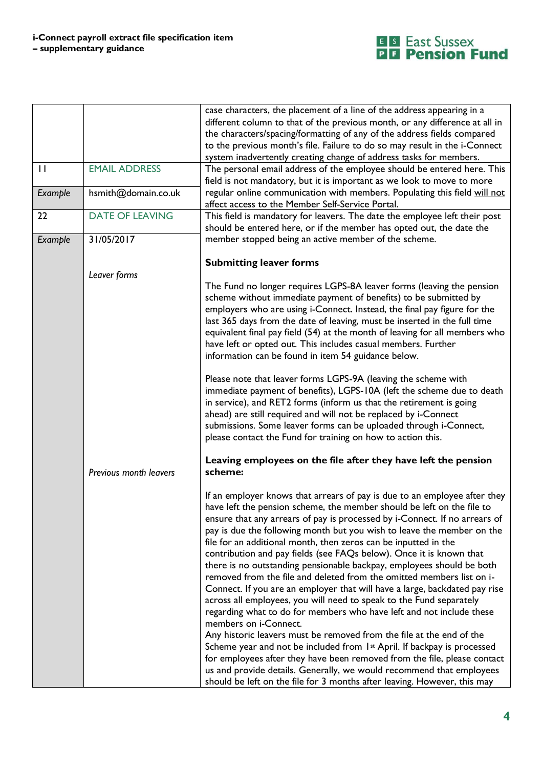| | | |
|---|---|---|
| | | case characters, the placement of a line of the address appearing in a different column to that of the previous month, or any difference at all in the characters/spacing/formatting of any of the address fields compared to the previous month's file. Failure to do so may result in the i-Connect system inadvertently creating change of address tasks for members. |
| 11 | EMAIL ADDRESS | The personal email address of the employee should be entered here. This field is not mandatory, but it is important as we look to move to more regular online communication with members. Populating this field will not affect access to the Member Self-Service Portal. |
| *Example* | hsmith@domain.co.uk | |
| 22 | DATE OF LEAVING | This field is mandatory for leavers. The date the employee left their post should be entered here, or if the member has opted out, the date the member stopped being an active member of the scheme. |
| *Example* | 31/05/2017 | |
| | *Leaver forms* | **Submitting leaver forms**<br><br>The Fund no longer requires LGPS-8A leaver forms (leaving the pension scheme without immediate payment of benefits) to be submitted by employers who are using i-Connect. Instead, the final pay figure for the last 365 days from the date of leaving, must be inserted in the full time equivalent final pay field (54) at the month of leaving for all members who have left or opted out. This includes casual members. Further information can be found in item 54 guidance below.<br><br>Please note that leaver forms LGPS-9A (leaving the scheme with immediate payment of benefits), LGPS-10A (left the scheme due to death in service), and RET2 forms (inform us that the retirement is going ahead) are still required and will not be replaced by i-Connect submissions. Some leaver forms can be uploaded through i-Connect, please contact the Fund for training on how to action this. |
| | *Previous month leavers* | **Leaving employees on the file after they have left the pension scheme:**<br><br>If an employer knows that arrears of pay is due to an employee after they have left the pension scheme, the member should be left on the file to ensure that any arrears of pay is processed by i-Connect. If no arrears of pay is due the following month but you wish to leave the member on the file for an additional month, then zeros can be inputted in the contribution and pay fields (see FAQs below). Once it is known that there is no outstanding pensionable backpay, employees should be both removed from the file and deleted from the omitted members list on i-Connect. If you are an employer that will have a large, backdated pay rise across all employees, you will need to speak to the Fund separately regarding what to do for members who have left and not include these members on i-Connect.<br>Any historic leavers must be removed from the file at the end of the Scheme year and not be included from 1st April. If backpay is processed for employees after they have been removed from the file, please contact us and provide details. Generally, we would recommend that employees should be left on the file for 3 months after leaving. However, this may |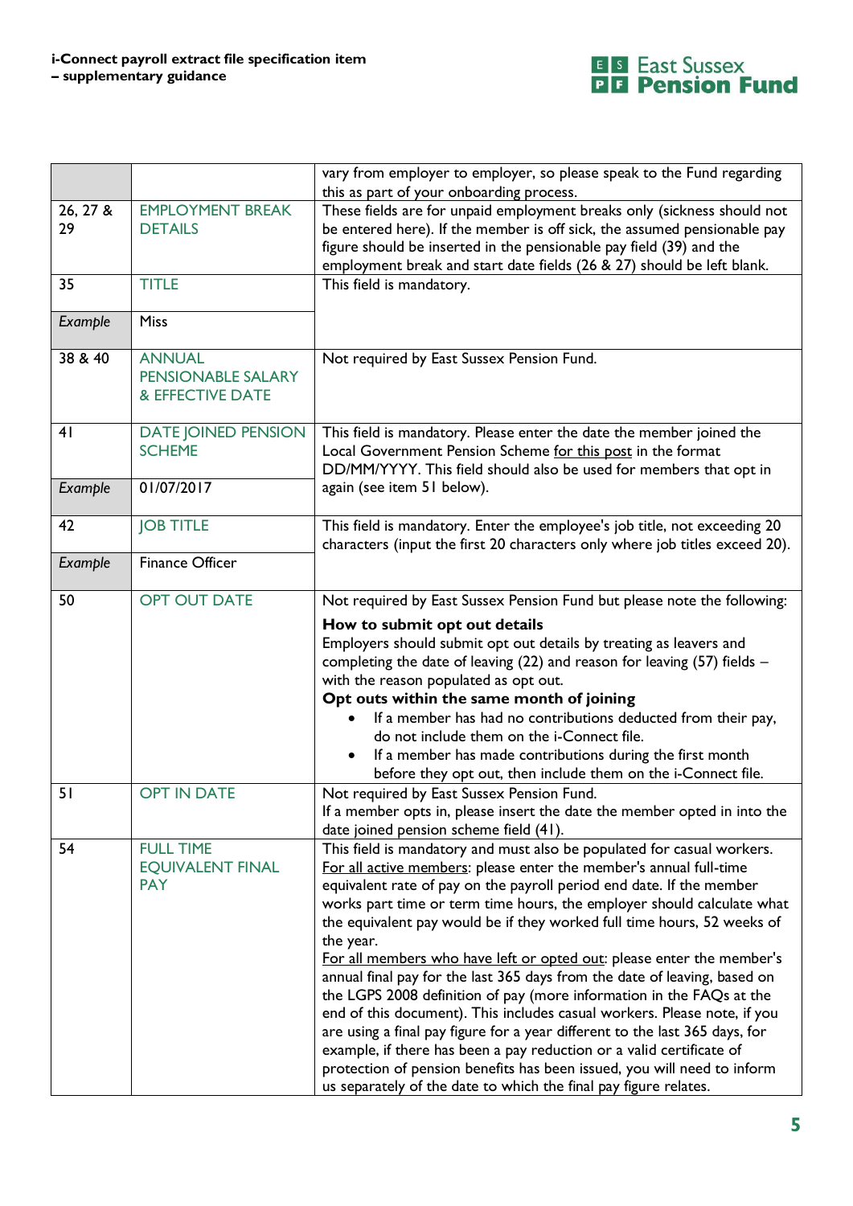| | | |
|---|---|---|
| | | vary from employer to employer, so please speak to the Fund regarding this as part of your onboarding process. |
| 26, 27 & 29 | EMPLOYMENT BREAK DETAILS | These fields are for unpaid employment breaks only (sickness should not be entered here). If the member is off sick, the assumed pensionable pay figure should be inserted in the pensionable pay field (39) and the employment break and start date fields (26 & 27) should be left blank. |
| 35 | TITLE | This field is mandatory. |
| *Example* | Miss | |
| 38 & 40 | ANNUAL PENSIONABLE SALARY & EFFECTIVE DATE | Not required by East Sussex Pension Fund. |
| 41 | DATE JOINED PENSION SCHEME | This field is mandatory. Please enter the date the member joined the Local Government Pension Scheme <u>for this post</u> in the format DD/MM/YYYY. This field should also be used for members that opt in again (see item 51 below). |
| *Example* | 01/07/2017 | |
| 42 | JOB TITLE | This field is mandatory. Enter the employee's job title, not exceeding 20 characters (input the first 20 characters only where job titles exceed 20). |
| *Example* | Finance Officer | |
| 50 | OPT OUT DATE | Not required by East Sussex Pension Fund but please note the following:<br>**How to submit opt out details**<br>Employers should submit opt out details by treating as leavers and completing the date of leaving (22) and reason for leaving (57) fields – with the reason populated as opt out.<br>**Opt outs within the same month of joining**<br>• If a member has had no contributions deducted from their pay, do not include them on the i-Connect file.<br>• If a member has made contributions during the first month before they opt out, then include them on the i-Connect file. |
| 51 | OPT IN DATE | Not required by East Sussex Pension Fund.<br>If a member opts in, please insert the date the member opted in into the date joined pension scheme field (41). |
| 54 | FULL TIME EQUIVALENT FINAL PAY | This field is mandatory and must also be populated for casual workers.<br><u>For all active members</u>: please enter the member's annual full-time equivalent rate of pay on the payroll period end date. If the member works part time or term time hours, the employer should calculate what the equivalent pay would be if they worked full time hours, 52 weeks of the year.<br><u>For all members who have left or opted out</u>: please enter the member's annual final pay for the last 365 days from the date of leaving, based on the LGPS 2008 definition of pay (more information in the FAQs at the end of this document). This includes casual workers. Please note, if you are using a final pay figure for a year different to the last 365 days, for example, if there has been a pay reduction or a valid certificate of protection of pension benefits has been issued, you will need to inform us separately of the date to which the final pay figure relates. |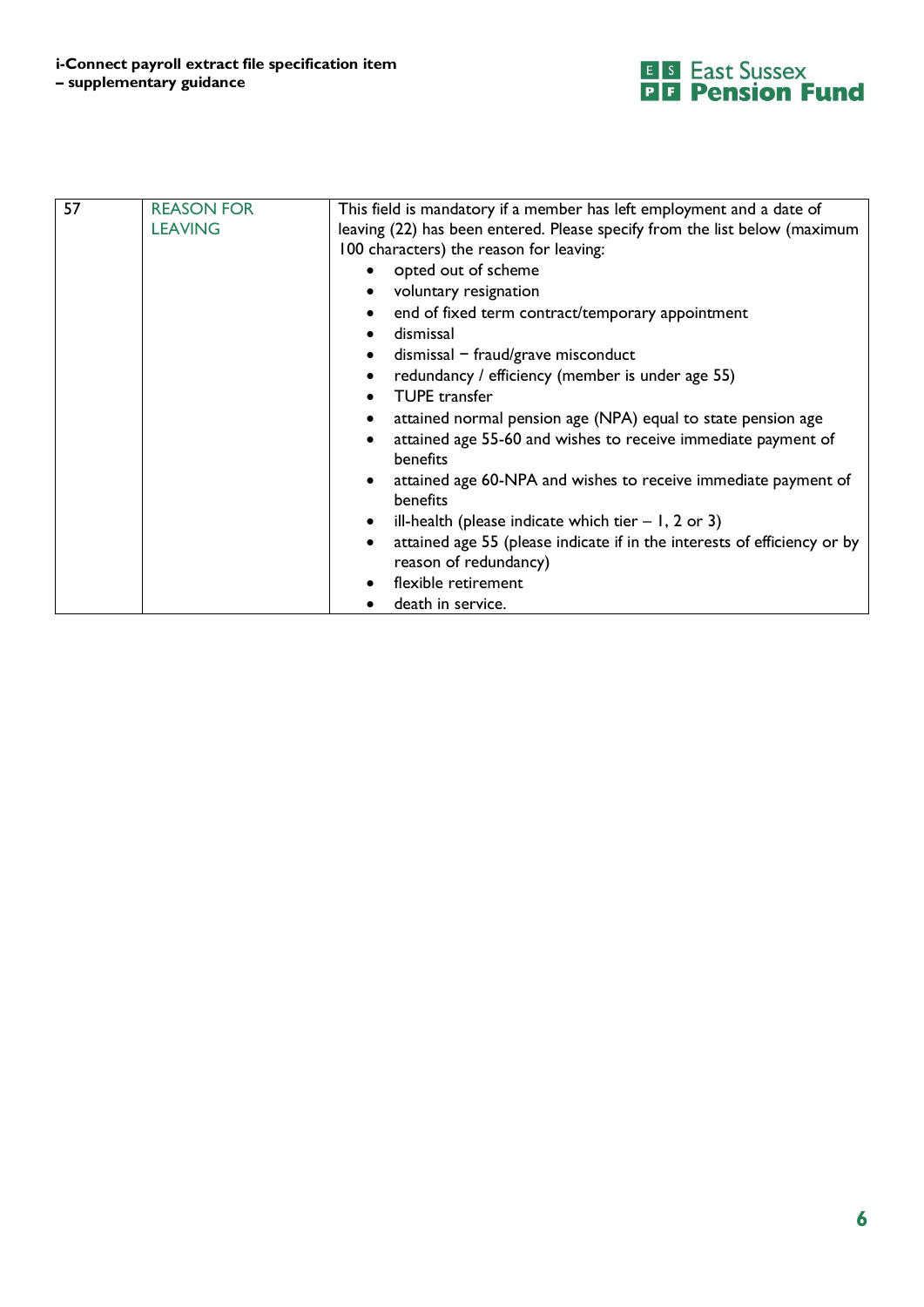| 57 | REASON FOR LEAVING | This field is mandatory if a member has left employment and a date of leaving (22) has been entered. Please specify from the list below (maximum 100 characters) the reason for leaving:<br>• opted out of scheme<br>• voluntary resignation<br>• end of fixed term contract/temporary appointment<br>• dismissal<br>• dismissal – fraud/grave misconduct<br>• redundancy / efficiency (member is under age 55)<br>• TUPE transfer<br>• attained normal pension age (NPA) equal to state pension age<br>• attained age 55-60 and wishes to receive immediate payment of benefits<br>• attained age 60-NPA and wishes to receive immediate payment of benefits<br>• ill-health (please indicate which tier – 1, 2 or 3)<br>• attained age 55 (please indicate if in the interests of efficiency or by reason of redundancy)<br>• flexible retirement<br>• death in service. |
|---|---|---|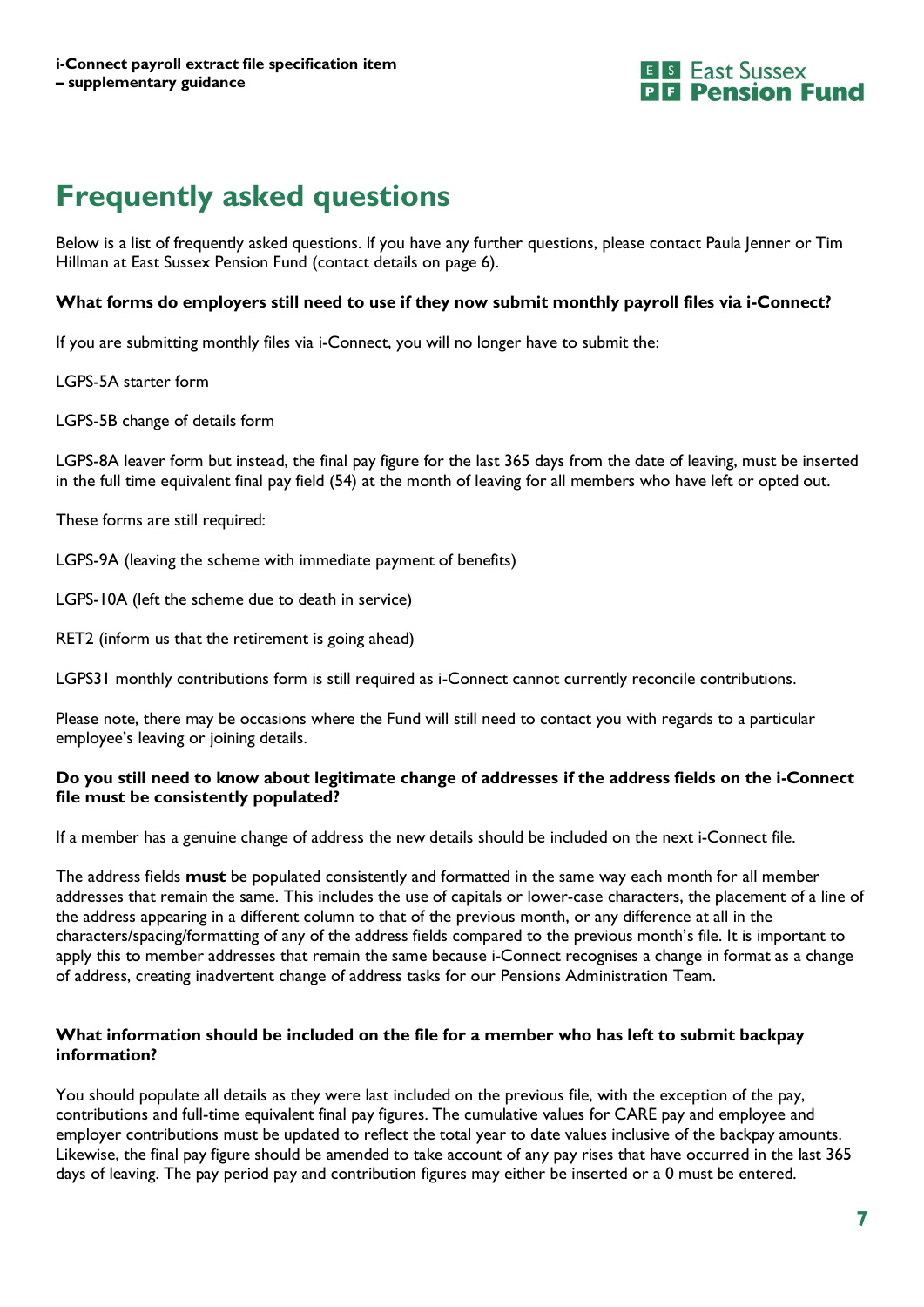# Frequently asked questions

Below is a list of frequently asked questions. If you have any further questions, please contact Paula Jenner or Tim Hillman at East Sussex Pension Fund (contact details on page 6).

**What forms do employers still need to use if they now submit monthly payroll files via i-Connect?**

If you are submitting monthly files via i-Connect, you will no longer have to submit the:

LGPS-5A starter form

LGPS-5B change of details form

LGPS-8A leaver form but instead, the final pay figure for the last 365 days from the date of leaving, must be inserted in the full time equivalent final pay field (54) at the month of leaving for all members who have left or opted out.

These forms are still required:

LGPS-9A (leaving the scheme with immediate payment of benefits)

LGPS-10A (left the scheme due to death in service)

RET2 (inform us that the retirement is going ahead)

LGPS31 monthly contributions form is still required as i-Connect cannot currently reconcile contributions.

Please note, there may be occasions where the Fund will still need to contact you with regards to a particular employee's leaving or joining details.

**Do you still need to know about legitimate change of addresses if the address fields on the i-Connect file must be consistently populated?**

If a member has a genuine change of address the new details should be included on the next i-Connect file.

The address fields **must** be populated consistently and formatted in the same way each month for all member addresses that remain the same. This includes the use of capitals or lower-case characters, the placement of a line of the address appearing in a different column to that of the previous month, or any difference at all in the characters/spacing/formatting of any of the address fields compared to the previous month's file. It is important to apply this to member addresses that remain the same because i-Connect recognises a change in format as a change of address, creating inadvertent change of address tasks for our Pensions Administration Team.

**What information should be included on the file for a member who has left to submit backpay information?**

You should populate all details as they were last included on the previous file, with the exception of the pay, contributions and full-time equivalent final pay figures. The cumulative values for CARE pay and employee and employer contributions must be updated to reflect the total year to date values inclusive of the backpay amounts. Likewise, the final pay figure should be amended to take account of any pay rises that have occurred in the last 365 days of leaving. The pay period pay and contribution figures may either be inserted or a 0 must be entered.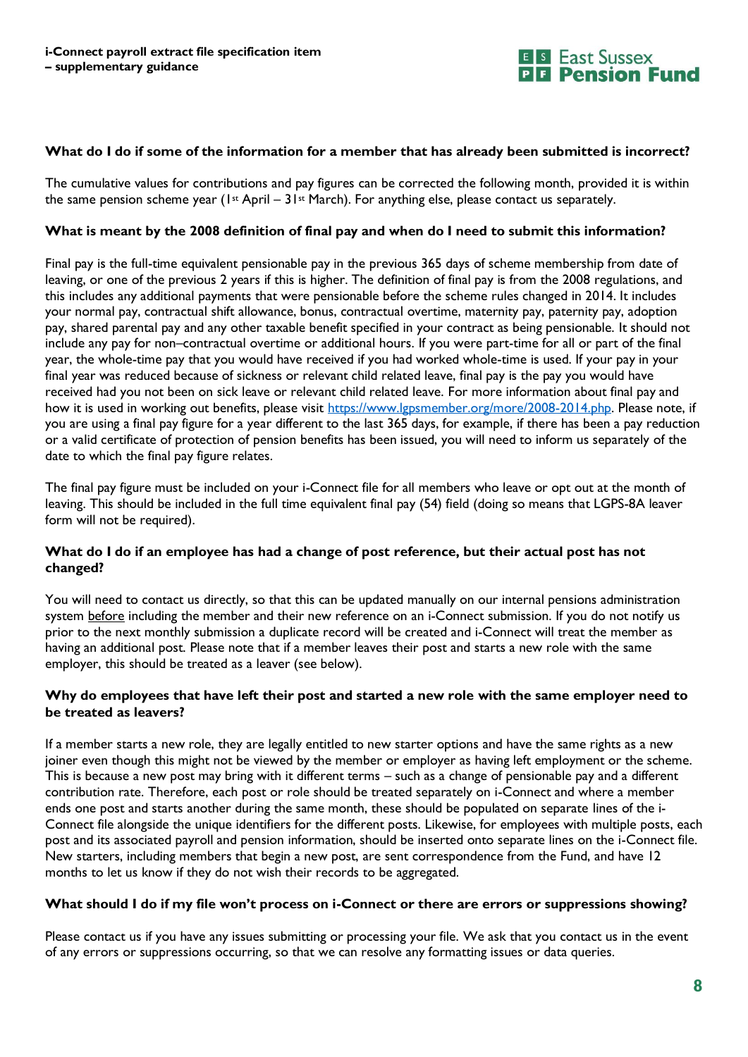**What do I do if some of the information for a member that has already been submitted is incorrect?**

The cumulative values for contributions and pay figures can be corrected the following month, provided it is within the same pension scheme year (1st April – 31st March). For anything else, please contact us separately.

**What is meant by the 2008 definition of final pay and when do I need to submit this information?**

Final pay is the full-time equivalent pensionable pay in the previous 365 days of scheme membership from date of leaving, or one of the previous 2 years if this is higher. The definition of final pay is from the 2008 regulations, and this includes any additional payments that were pensionable before the scheme rules changed in 2014. It includes your normal pay, contractual shift allowance, bonus, contractual overtime, maternity pay, paternity pay, adoption pay, shared parental pay and any other taxable benefit specified in your contract as being pensionable. It should not include any pay for non–contractual overtime or additional hours. If you were part-time for all or part of the final year, the whole-time pay that you would have received if you had worked whole-time is used. If your pay in your final year was reduced because of sickness or relevant child related leave, final pay is the pay you would have received had you not been on sick leave or relevant child related leave. For more information about final pay and how it is used in working out benefits, please visit https://www.lgpsmember.org/more/2008-2014.php. Please note, if you are using a final pay figure for a year different to the last 365 days, for example, if there has been a pay reduction or a valid certificate of protection of pension benefits has been issued, you will need to inform us separately of the date to which the final pay figure relates.

The final pay figure must be included on your i-Connect file for all members who leave or opt out at the month of leaving. This should be included in the full time equivalent final pay (54) field (doing so means that LGPS-8A leaver form will not be required).

**What do I do if an employee has had a change of post reference, but their actual post has not changed?**

You will need to contact us directly, so that this can be updated manually on our internal pensions administration system before including the member and their new reference on an i-Connect submission. If you do not notify us prior to the next monthly submission a duplicate record will be created and i-Connect will treat the member as having an additional post. Please note that if a member leaves their post and starts a new role with the same employer, this should be treated as a leaver (see below).

**Why do employees that have left their post and started a new role with the same employer need to be treated as leavers?**

If a member starts a new role, they are legally entitled to new starter options and have the same rights as a new joiner even though this might not be viewed by the member or employer as having left employment or the scheme. This is because a new post may bring with it different terms – such as a change of pensionable pay and a different contribution rate. Therefore, each post or role should be treated separately on i-Connect and where a member ends one post and starts another during the same month, these should be populated on separate lines of the i-Connect file alongside the unique identifiers for the different posts. Likewise, for employees with multiple posts, each post and its associated payroll and pension information, should be inserted onto separate lines on the i-Connect file. New starters, including members that begin a new post, are sent correspondence from the Fund, and have 12 months to let us know if they do not wish their records to be aggregated.

**What should I do if my file won't process on i-Connect or there are errors or suppressions showing?**

Please contact us if you have any issues submitting or processing your file. We ask that you contact us in the event of any errors or suppressions occurring, so that we can resolve any formatting issues or data queries.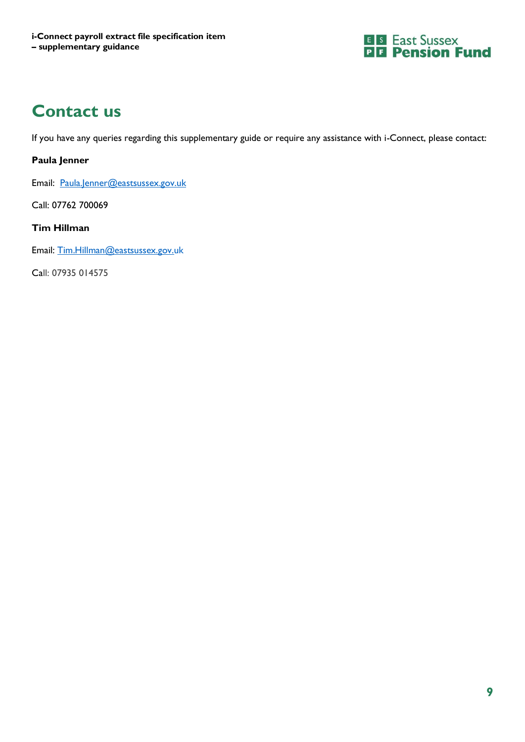# Contact us

If you have any queries regarding this supplementary guide or require any assistance with i-Connect, please contact:

**Paula Jenner**

Email: Paula.Jenner@eastsussex.gov.uk

Call: 07762 700069

**Tim Hillman**

Email: Tim.Hillman@eastsussex.gov.uk

Call: 07935 014575